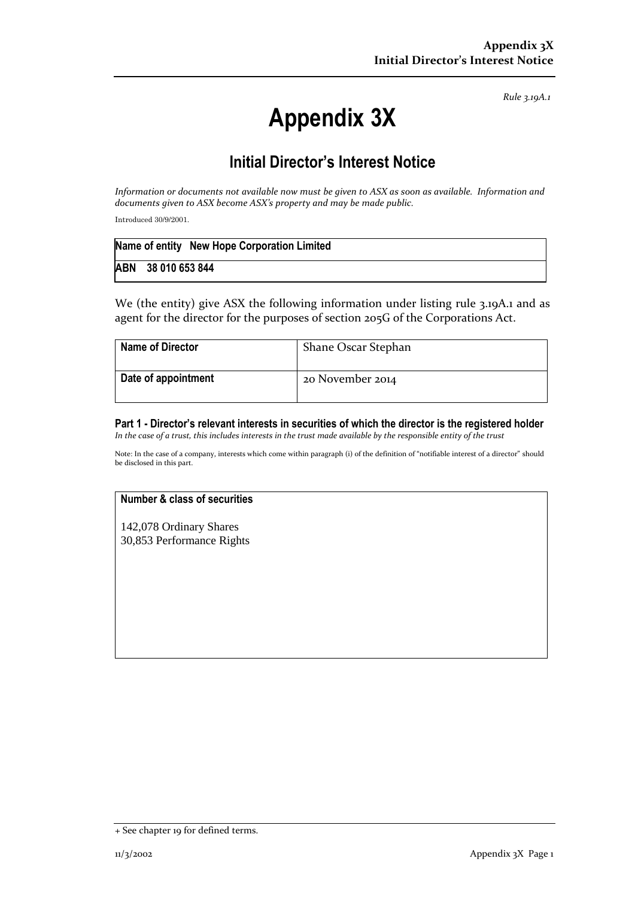*Rule 3.19A.1*

# Appendix 3X

## Initial Director's Interest Notice

*Information or documents not available now must be given to ASX as soon as available. Information and documents given to ASX become ASX's property and may be made public.*

Introduced 30/9/2001.

| **Name of entity** | **New Hope Corporation Limited** |
|---|---|
| **ABN** | **38 010 653 844** |

We (the entity) give ASX the following information under listing rule 3.19A.1 and as agent for the director for the purposes of section 205G of the Corporations Act.

| **Name of Director** | Shane Oscar Stephan |
|---|---|
| **Date of appointment** | 20 November 2014 |

### Part 1 - Director's relevant interests in securities of which the director is the registered holder

*In the case of a trust, this includes interests in the trust made available by the responsible entity of the trust*

Note: In the case of a company, interests which come within paragraph (i) of the definition of "notifiable interest of a director" should be disclosed in this part.

| **Number & class of securities** |
|---|
| 142,078 Ordinary Shares<br>30,853 Performance Rights |

+ See chapter 19 for defined terms.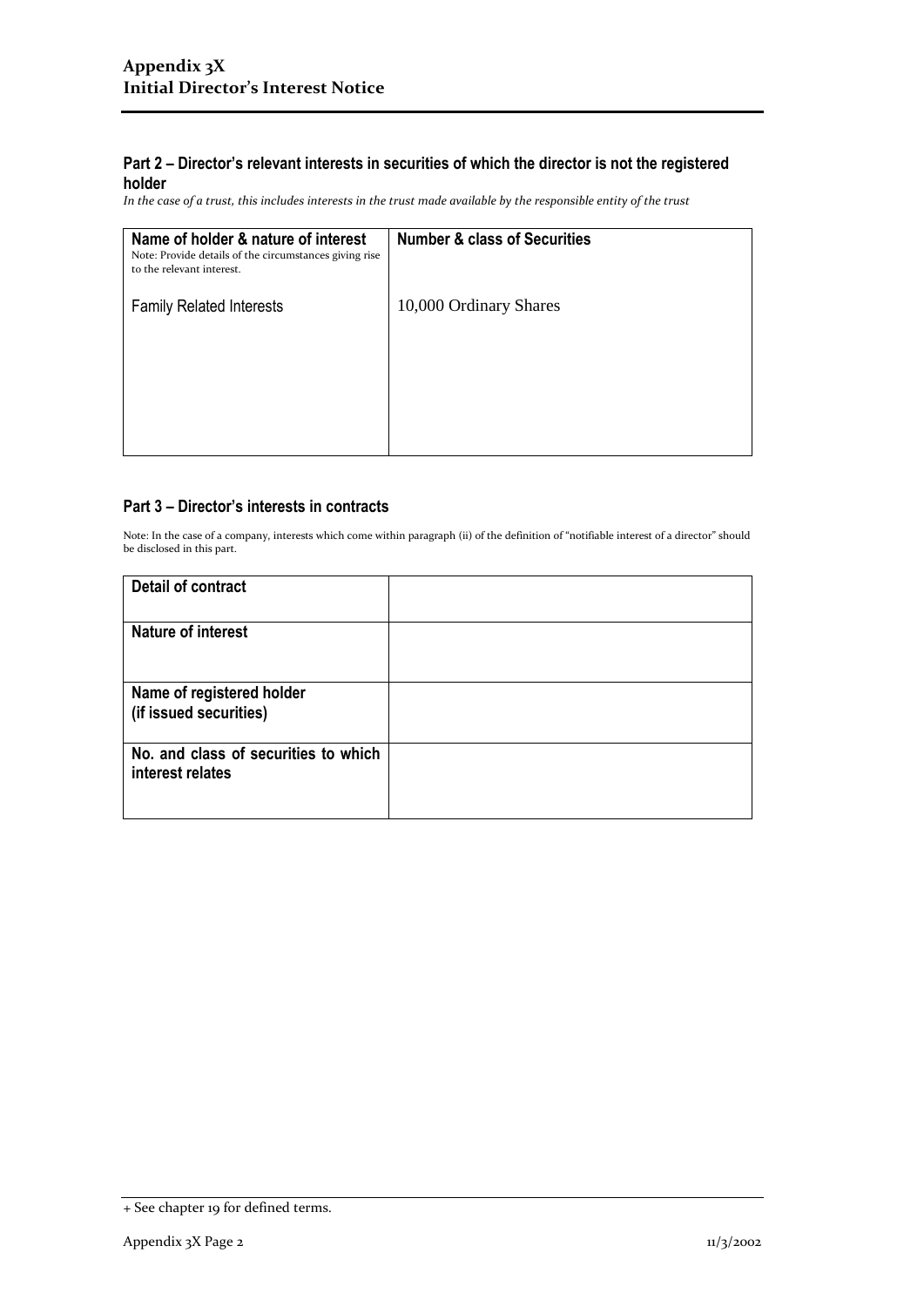## Part 2 – Director's relevant interests in securities of which the director is not the registered holder

*In the case of a trust, this includes interests in the trust made available by the responsible entity of the trust*

| Name of holder & nature of interest<br>Note: Provide details of the circumstances giving rise to the relevant interest. | Number & class of Securities |
|---|---|
| Family Related Interests | 10,000 Ordinary Shares |

## Part 3 – Director's interests in contracts

Note: In the case of a company, interests which come within paragraph (ii) of the definition of "notifiable interest of a director" should be disclosed in this part.

| | |
|---|---|
| **Detail of contract** | |
| **Nature of interest** | |
| **Name of registered holder (if issued securities)** | |
| **No. and class of securities to which interest relates** | |

+ See chapter 19 for defined terms.